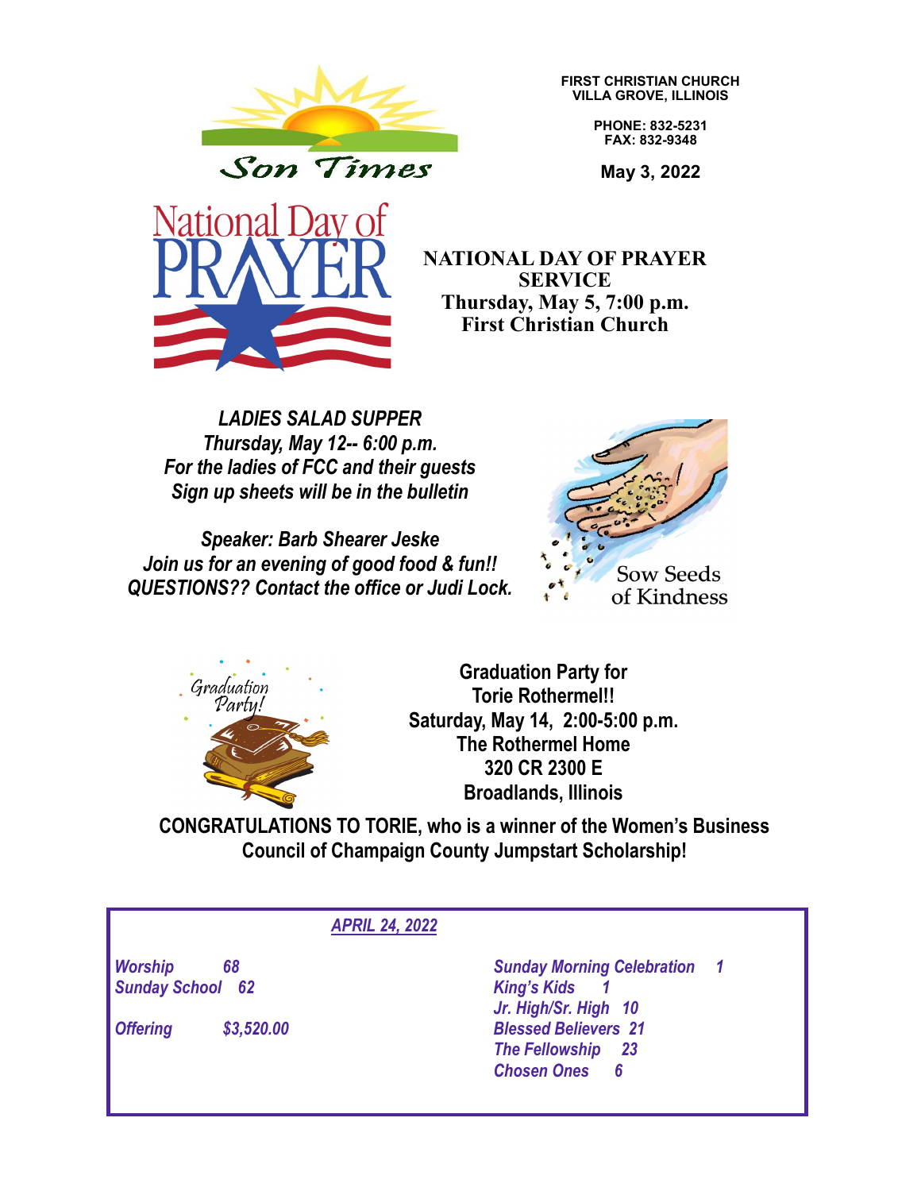# Son Times

**FIRST CHRISTIAN CHURCH**
**VILLA GROVE, ILLINOIS**

**PHONE: 832-5231**
**FAX: 832-9348**

**May 3, 2022**

National Day of PRAYER

## NATIONAL DAY OF PRAYER SERVICE
**Thursday, May 5, 7:00 p.m.**
**First Christian Church**

***LADIES SALAD SUPPER***
***Thursday, May 12-- 6:00 p.m.***
***For the ladies of FCC and their guests***
***Sign up sheets will be in the bulletin***

***Speaker: Barb Shearer Jeske***
***Join us for an evening of good food & fun!!***
***QUESTIONS?? Contact the office or Judi Lock.***

Sow Seeds of Kindness

Graduation Party!

**Graduation Party for**
**Torie Rothermel!!**
**Saturday, May 14, 2:00-5:00 p.m.**
**The Rothermel Home**
**320 CR 2300 E**
**Broadlands, Illinois**

**CONGRATULATIONS TO TORIE, who is a winner of the Women's Business Council of Champaign County Jumpstart Scholarship!**

***APRIL 24, 2022***

| | | | |
|---|---|---|---|
| *Worship* | *68* | *Sunday Morning Celebration* | *1* |
| *Sunday School* | *62* | *King's Kids* | *1* |
| | | *Jr. High/Sr. High* | *10* |
| *Offering* | *$3,520.00* | *Blessed Believers* | *21* |
| | | *The Fellowship* | *23* |
| | | *Chosen Ones* | *6* |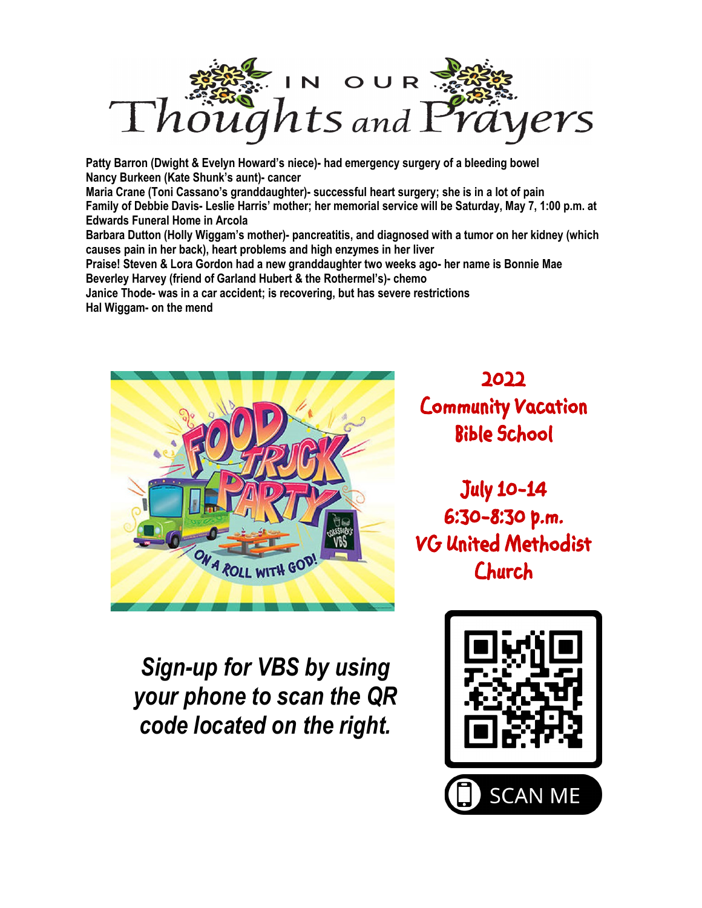# IN OUR Thoughts and Prayers

**Patty Barron (Dwight & Evelyn Howard's niece)- had emergency surgery of a bleeding bowel**
**Nancy Burkeen (Kate Shunk's aunt)- cancer**
**Maria Crane (Toni Cassano's granddaughter)- successful heart surgery; she is in a lot of pain**
**Family of Debbie Davis- Leslie Harris' mother; her memorial service will be Saturday, May 7, 1:00 p.m. at Edwards Funeral Home in Arcola**
**Barbara Dutton (Holly Wiggam's mother)- pancreatitis, and diagnosed with a tumor on her kidney (which causes pain in her back), heart problems and high enzymes in her liver**
**Praise! Steven & Lora Gordon had a new granddaughter two weeks ago- her name is Bonnie Mae**
**Beverley Harvey (friend of Garland Hubert & the Rothermel's)- chemo**
**Janice Thode- was in a car accident; is recovering, but has severe restrictions**
**Hal Wiggam- on the mend**

FOOD TRUCK PARTY — ON A ROLL WITH GOD! — COKESBURY'S VBS

## 2022 Community Vacation Bible School

July 10-14
6:30-8:30 p.m.
VG United Methodist Church

***Sign-up for VBS by using your phone to scan the QR code located on the right.***

SCAN ME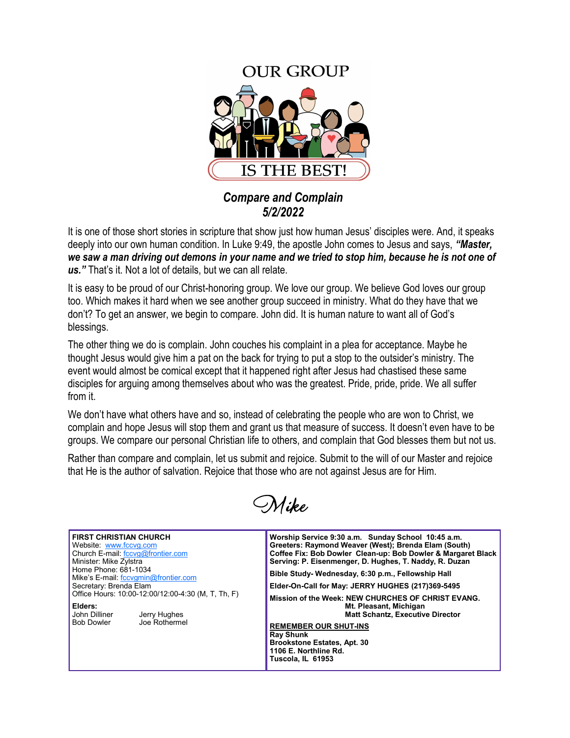OUR GROUP IS THE BEST!

## *Compare and Complain*
## *5/2/2022*

It is one of those short stories in scripture that show just how human Jesus' disciples were. And, it speaks deeply into our own human condition. In Luke 9:49, the apostle John comes to Jesus and says, ***"Master, we saw a man driving out demons in your name and we tried to stop him, because he is not one of us."*** That's it. Not a lot of details, but we can all relate.

It is easy to be proud of our Christ-honoring group. We love our group. We believe God loves our group too. Which makes it hard when we see another group succeed in ministry. What do they have that we don't? To get an answer, we begin to compare. John did. It is human nature to want all of God's blessings.

The other thing we do is complain. John couches his complaint in a plea for acceptance. Maybe he thought Jesus would give him a pat on the back for trying to put a stop to the outsider's ministry. The event would almost be comical except that it happened right after Jesus had chastised these same disciples for arguing among themselves about who was the greatest. Pride, pride, pride. We all suffer from it.

We don't have what others have and so, instead of celebrating the people who are won to Christ, we complain and hope Jesus will stop them and grant us that measure of success. It doesn't even have to be groups. We compare our personal Christian life to others, and complain that God blesses them but not us.

Rather than compare and complain, let us submit and rejoice. Submit to the will of our Master and rejoice that He is the author of salvation. Rejoice that those who are not against Jesus are for Him.

*Mike*

**FIRST CHRISTIAN CHURCH**
Website: www.fccvg.com
Church E-mail: fccvg@frontier.com
Minister: Mike Zylstra
Home Phone: 681-1034
Mike's E-mail: fccvgmin@frontier.com
Secretary: Brenda Elam
Office Hours: 10:00-12:00/12:00-4:30 (M, T, Th, F)

**Elders:**
John Dilliner — Jerry Hughes
Bob Dowler — Joe Rothermel

**Worship Service 9:30 a.m. Sunday School 10:45 a.m.**
**Greeters: Raymond Weaver (West); Brenda Elam (South)**
**Coffee Fix: Bob Dowler Clean-up: Bob Dowler & Margaret Black**
**Serving: P. Eisenmenger, D. Hughes, T. Naddy, R. Duzan**

**Bible Study- Wednesday, 6:30 p.m., Fellowship Hall**

**Elder-On-Call for May: JERRY HUGHES (217)369-5495**

**Mission of the Week: NEW CHURCHES OF CHRIST EVANG.**
**Mt. Pleasant, Michigan**
**Matt Schantz, Executive Director**

**REMEMBER OUR SHUT-INS**
**Ray Shunk**
**Brookstone Estates, Apt. 30**
**1106 E. Northline Rd.**
**Tuscola, IL 61953**